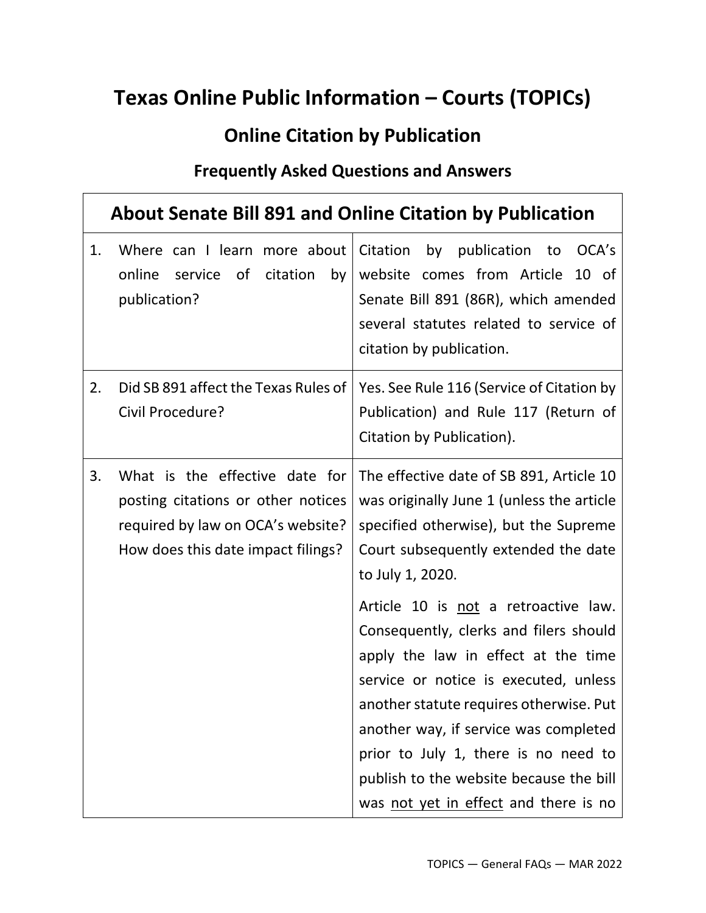# Texas Online Public Information – Courts (TOPICs)

## Online Citation by Publication

### Frequently Asked Questions and Answers

| About Senate Bill 891 and Online Citation by Publication | |
|---|---|
| 1. Where can I learn more about online service of citation by publication? | Citation by publication to OCA's website comes from Article 10 of Senate Bill 891 (86R), which amended several statutes related to service of citation by publication. |
| 2. Did SB 891 affect the Texas Rules of Civil Procedure? | Yes. See Rule 116 (Service of Citation by Publication) and Rule 117 (Return of Citation by Publication). |
| 3. What is the effective date for posting citations or other notices required by law on OCA's website? How does this date impact filings? | The effective date of SB 891, Article 10 was originally June 1 (unless the article specified otherwise), but the Supreme Court subsequently extended the date to July 1, 2020.<br><br>Article 10 is <u>not</u> a retroactive law. Consequently, clerks and filers should apply the law in effect at the time service or notice is executed, unless another statute requires otherwise. Put another way, if service was completed prior to July 1, there is no need to publish to the website because the bill was <u>not yet in effect</u> and there is no |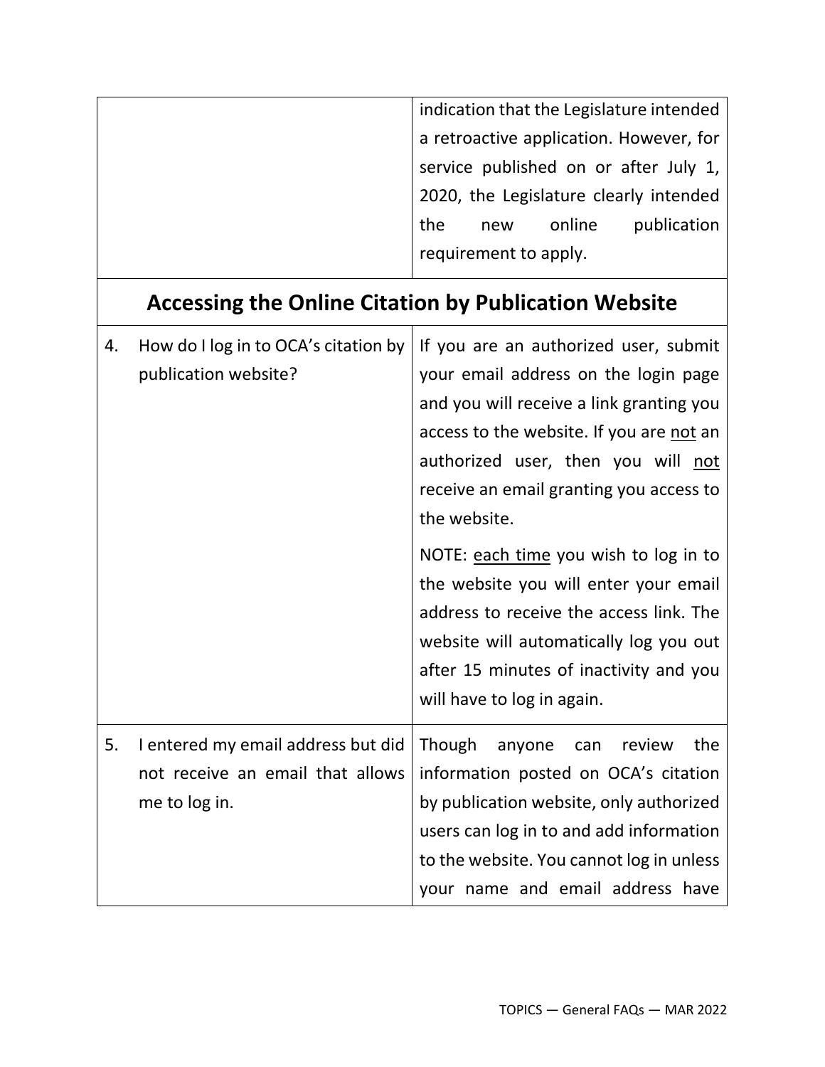| | |
|---|---|
| | indication that the Legislature intended a retroactive application. However, for service published on or after July 1, 2020, the Legislature clearly intended the new online publication requirement to apply. |

## Accessing the Online Citation by Publication Website

| | |
|---|---|
| 4. How do I log in to OCA's citation by publication website? | If you are an authorized user, submit your email address on the login page and you will receive a link granting you access to the website. If you are <u>not</u> an authorized user, then you will <u>not</u> receive an email granting you access to the website.<br><br>NOTE: <u>each time</u> you wish to log in to the website you will enter your email address to receive the access link. The website will automatically log you out after 15 minutes of inactivity and you will have to log in again. |
| 5. I entered my email address but did not receive an email that allows me to log in. | Though anyone can review the information posted on OCA's citation by publication website, only authorized users can log in to and add information to the website. You cannot log in unless your name and email address have |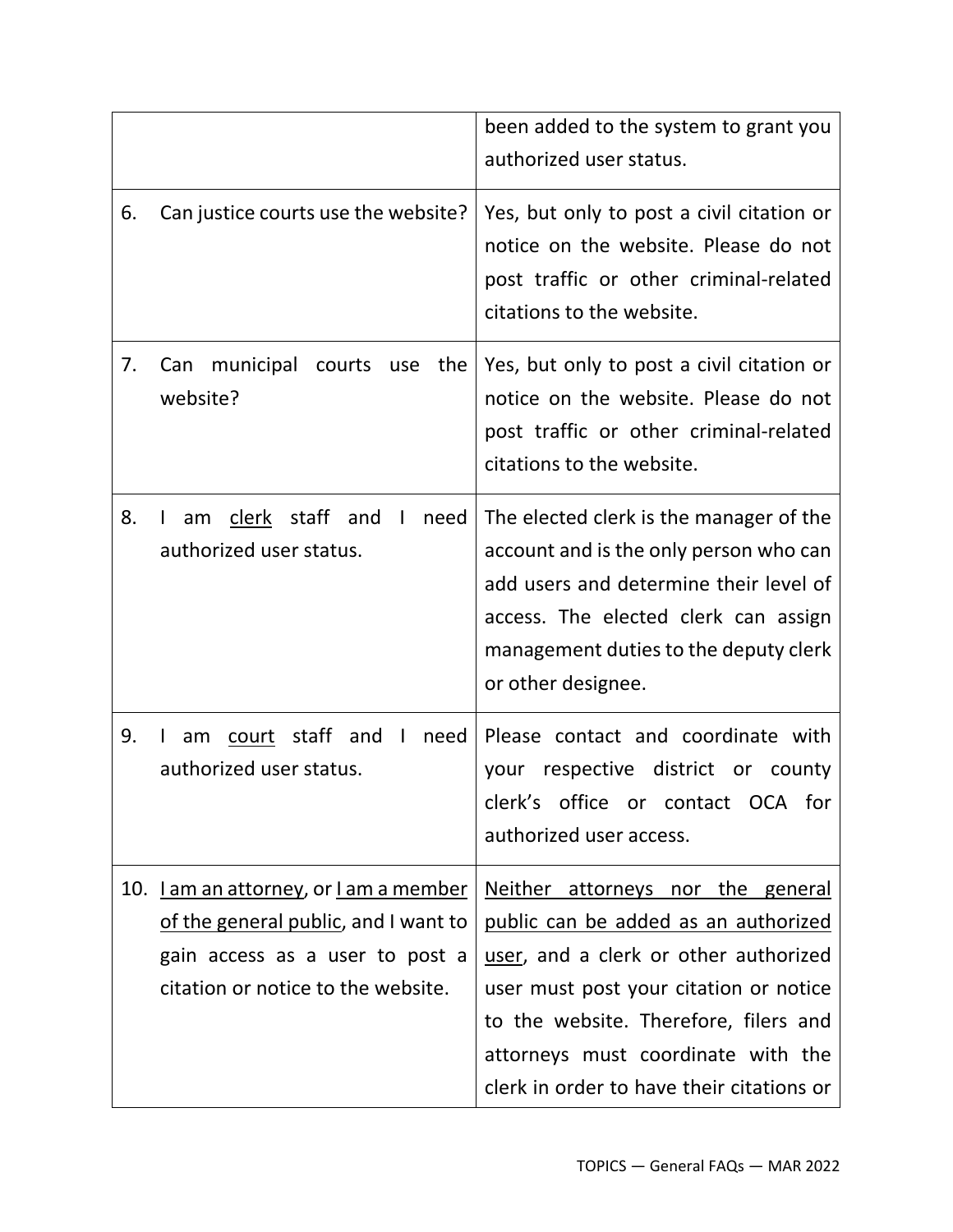| | |
|---|---|
| | been added to the system to grant you authorized user status. |
| 6. Can justice courts use the website? | Yes, but only to post a civil citation or notice on the website. Please do not post traffic or other criminal-related citations to the website. |
| 7. Can municipal courts use the website? | Yes, but only to post a civil citation or notice on the website. Please do not post traffic or other criminal-related citations to the website. |
| 8. I am <u>clerk</u> staff and I need authorized user status. | The elected clerk is the manager of the account and is the only person who can add users and determine their level of access. The elected clerk can assign management duties to the deputy clerk or other designee. |
| 9. I am <u>court</u> staff and I need authorized user status. | Please contact and coordinate with your respective district or county clerk's office or contact OCA for authorized user access. |
| 10. <u>I am an attorney</u>, or <u>I am a member of the general public</u>, and I want to gain access as a user to post a citation or notice to the website. | <u>Neither attorneys nor the general public can be added as an authorized user</u>, and a clerk or other authorized user must post your citation or notice to the website. Therefore, filers and attorneys must coordinate with the clerk in order to have their citations or |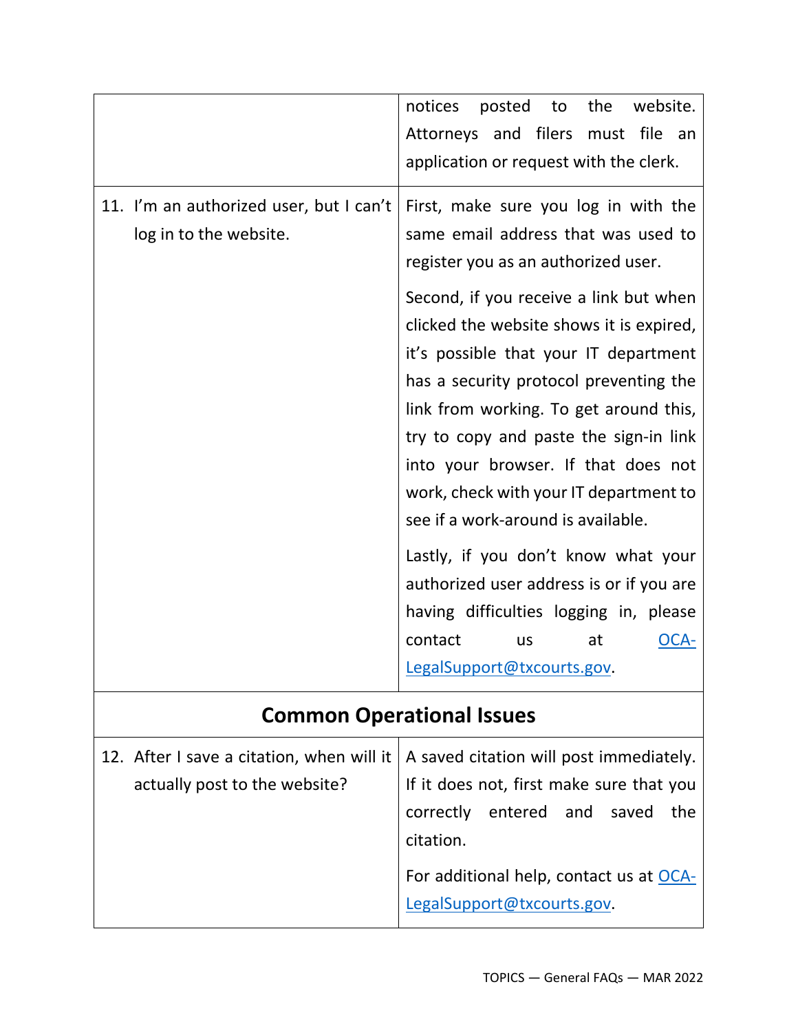| | |
|---|---|
| | notices posted to the website. Attorneys and filers must file an application or request with the clerk. |
| 11. I'm an authorized user, but I can't log in to the website. | First, make sure you log in with the same email address that was used to register you as an authorized user.<br><br>Second, if you receive a link but when clicked the website shows it is expired, it's possible that your IT department has a security protocol preventing the link from working. To get around this, try to copy and paste the sign-in link into your browser. If that does not work, check with your IT department to see if a work-around is available.<br><br>Lastly, if you don't know what your authorized user address is or if you are having difficulties logging in, please contact us at OCA-LegalSupport@txcourts.gov. |
| **Common Operational Issues** | |
| 12. After I save a citation, when will it actually post to the website? | A saved citation will post immediately. If it does not, first make sure that you correctly entered and saved the citation.<br><br>For additional help, contact us at OCA-LegalSupport@txcourts.gov. |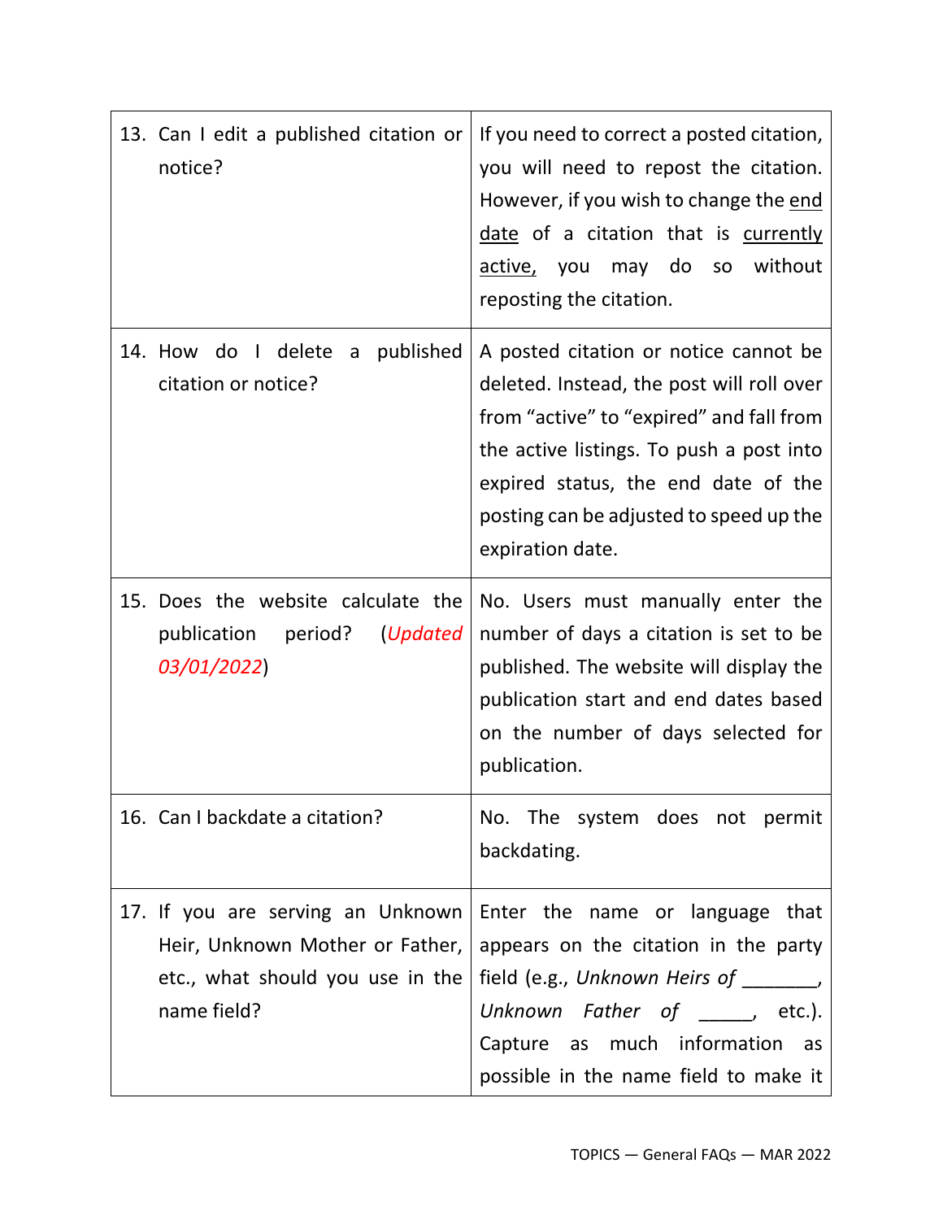| | |
|---|---|
| 13. Can I edit a published citation or notice? | If you need to correct a posted citation, you will need to repost the citation. However, if you wish to change the <u>end date</u> of a citation that is <u>currently active,</u> you may do so without reposting the citation. |
| 14. How do I delete a published citation or notice? | A posted citation or notice cannot be deleted. Instead, the post will roll over from "active" to "expired" and fall from the active listings. To push a post into expired status, the end date of the posting can be adjusted to speed up the expiration date. |
| 15. Does the website calculate the publication period? (*Updated 03/01/2022*) | No. Users must manually enter the number of days a citation is set to be published. The website will display the publication start and end dates based on the number of days selected for publication. |
| 16. Can I backdate a citation? | No. The system does not permit backdating. |
| 17. If you are serving an Unknown Heir, Unknown Mother or Father, etc., what should you use in the name field? | Enter the name or language that appears on the citation in the party field (e.g., *Unknown Heirs of _______*, *Unknown Father of _____*, etc.). Capture as much information as possible in the name field to make it |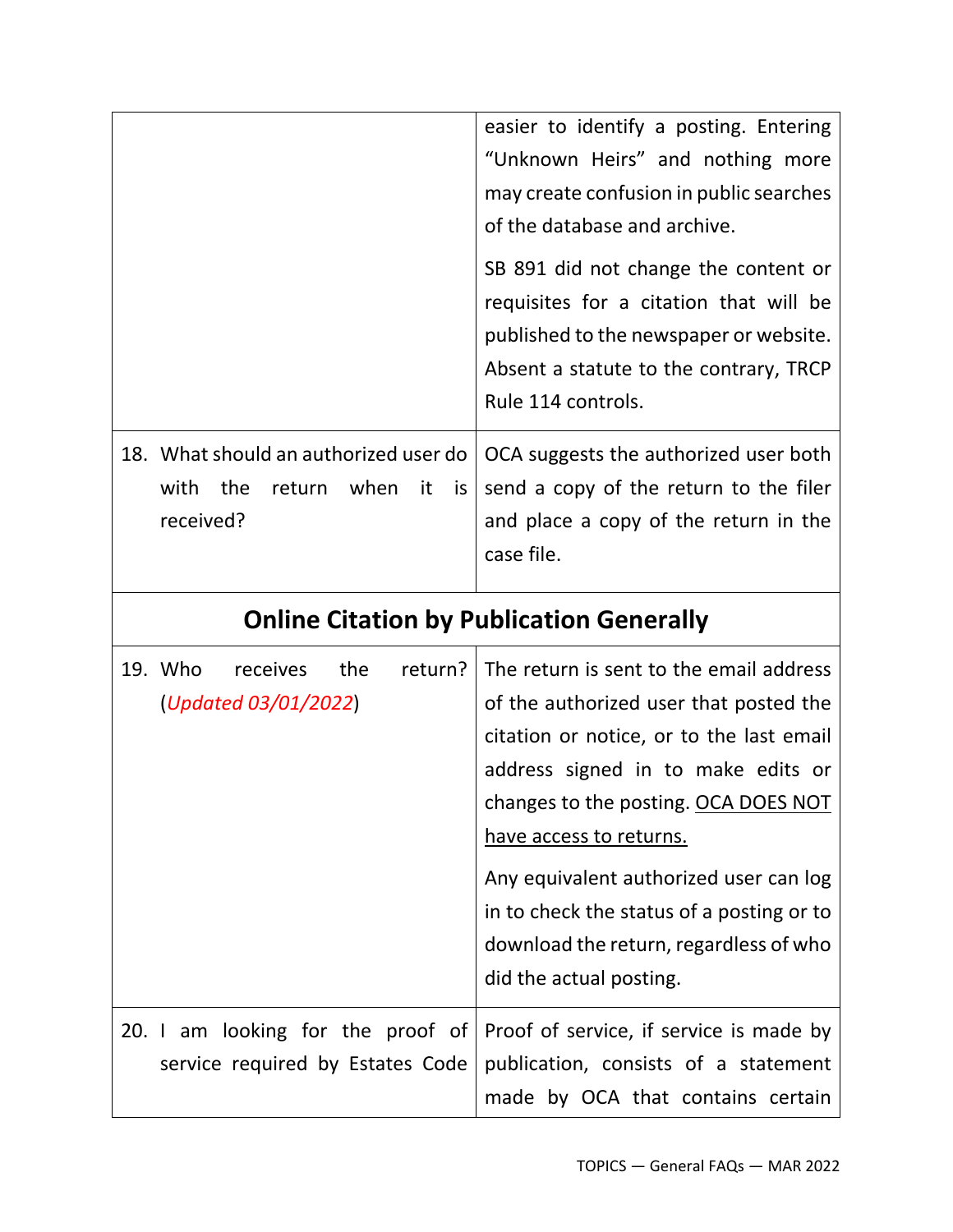| | |
|---|---|
| | easier to identify a posting. Entering "Unknown Heirs" and nothing more may create confusion in public searches of the database and archive.<br><br>SB 891 did not change the content or requisites for a citation that will be published to the newspaper or website. Absent a statute to the contrary, TRCP Rule 114 controls. |
| 18. What should an authorized user do with the return when it is received? | OCA suggests the authorized user both send a copy of the return to the filer and place a copy of the return in the case file. |

## Online Citation by Publication Generally

| | |
|---|---|
| 19. Who receives the return? (*Updated 03/01/2022*) | The return is sent to the email address of the authorized user that posted the citation or notice, or to the last email address signed in to make edits or changes to the posting. OCA DOES NOT have access to returns.<br><br>Any equivalent authorized user can log in to check the status of a posting or to download the return, regardless of who did the actual posting. |
| 20. I am looking for the proof of service required by Estates Code | Proof of service, if service is made by publication, consists of a statement made by OCA that contains certain |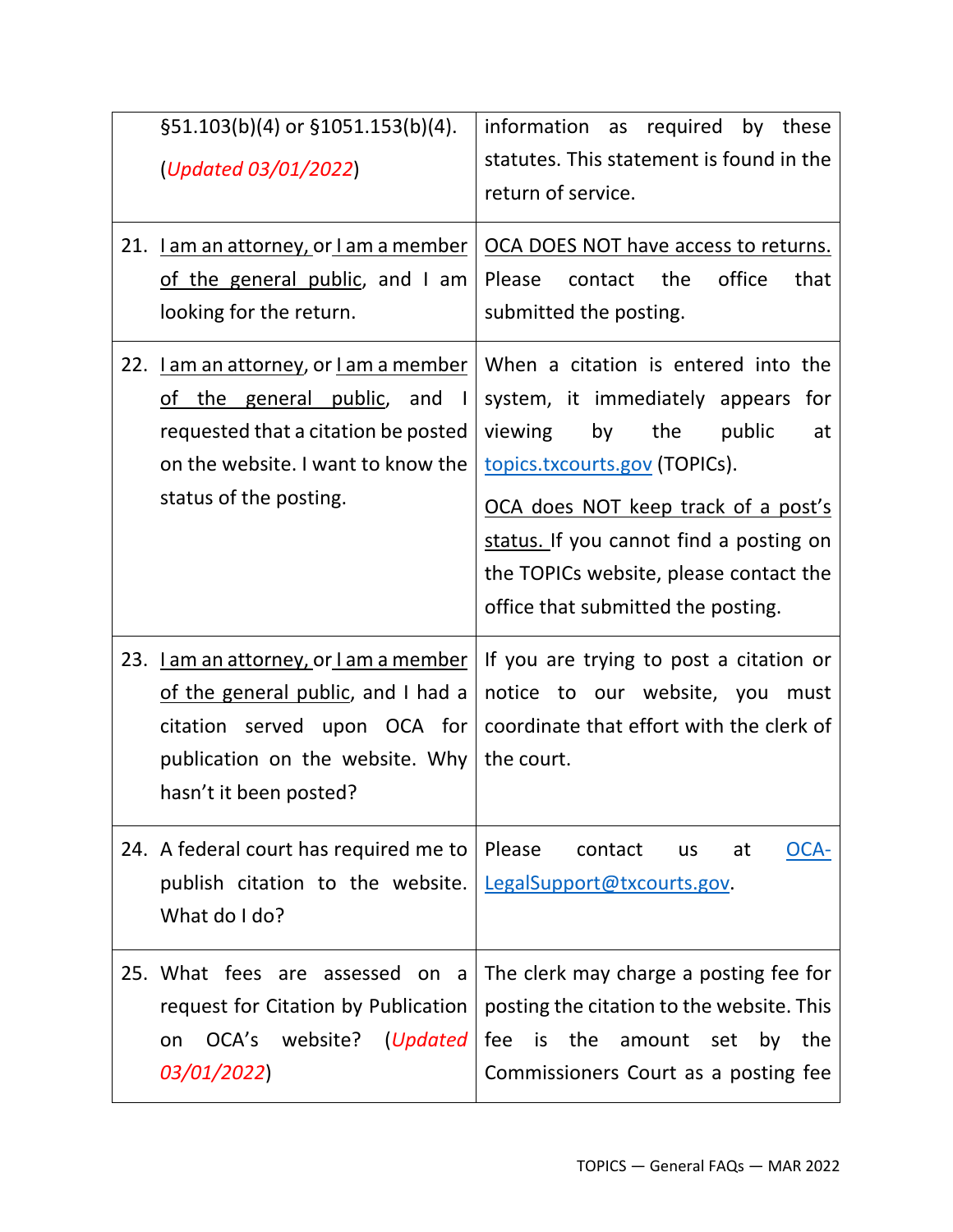| | |
|---|---|
| §51.103(b)(4) or §1051.153(b)(4). (*Updated 03/01/2022*) | information as required by these statutes. This statement is found in the return of service. |
| 21. I am an attorney, or I am a member of the general public, and I am looking for the return. | OCA DOES NOT have access to returns. Please contact the office that submitted the posting. |
| 22. I am an attorney, or I am a member of the general public, and I requested that a citation be posted on the website. I want to know the status of the posting. | When a citation is entered into the system, it immediately appears for viewing by the public at [topics.txcourts.gov](topics.txcourts.gov) (TOPICs).<br><br>OCA does NOT keep track of a post's status. If you cannot find a posting on the TOPICs website, please contact the office that submitted the posting. |
| 23. I am an attorney, or I am a member of the general public, and I had a citation served upon OCA for publication on the website. Why hasn't it been posted? | If you are trying to post a citation or notice to our website, you must coordinate that effort with the clerk of the court. |
| 24. A federal court has required me to publish citation to the website. What do I do? | Please contact us at [OCA-LegalSupport@txcourts.gov](mailto:OCA-LegalSupport@txcourts.gov). |
| 25. What fees are assessed on a request for Citation by Publication on OCA's website? (*Updated 03/01/2022*) | The clerk may charge a posting fee for posting the citation to the website. This fee is the amount set by the Commissioners Court as a posting fee |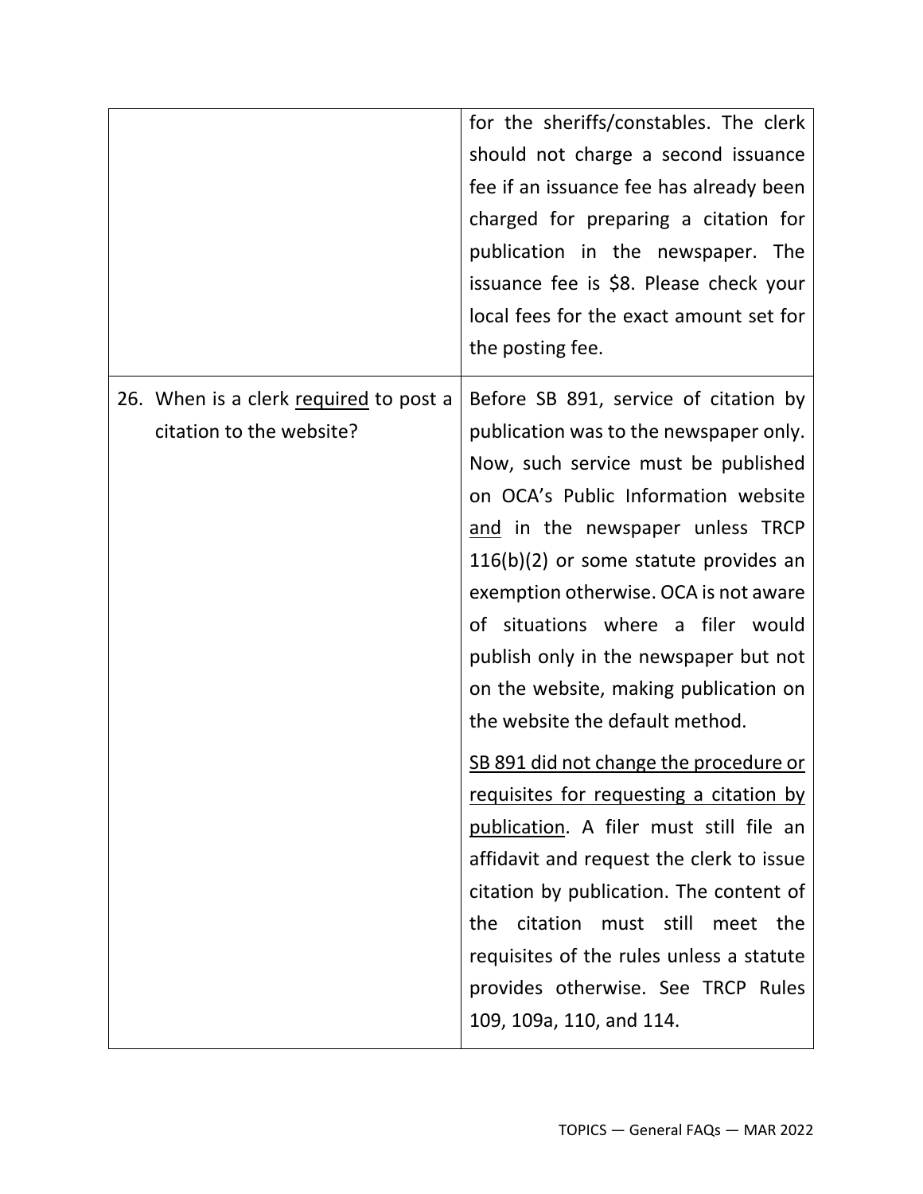| | |
|---|---|
| | for the sheriffs/constables. The clerk should not charge a second issuance fee if an issuance fee has already been charged for preparing a citation for publication in the newspaper. The issuance fee is $8. Please check your local fees for the exact amount set for the posting fee. |
| 26. When is a clerk <u>required</u> to post a citation to the website? | Before SB 891, service of citation by publication was to the newspaper only. Now, such service must be published on OCA's Public Information website <u>and</u> in the newspaper unless TRCP 116(b)(2) or some statute provides an exemption otherwise. OCA is not aware of situations where a filer would publish only in the newspaper but not on the website, making publication on the website the default method.<br><br><u>SB 891 did not change the procedure or requisites for requesting a citation by publication</u>. A filer must still file an affidavit and request the clerk to issue citation by publication. The content of the citation must still meet the requisites of the rules unless a statute provides otherwise. See TRCP Rules 109, 109a, 110, and 114. |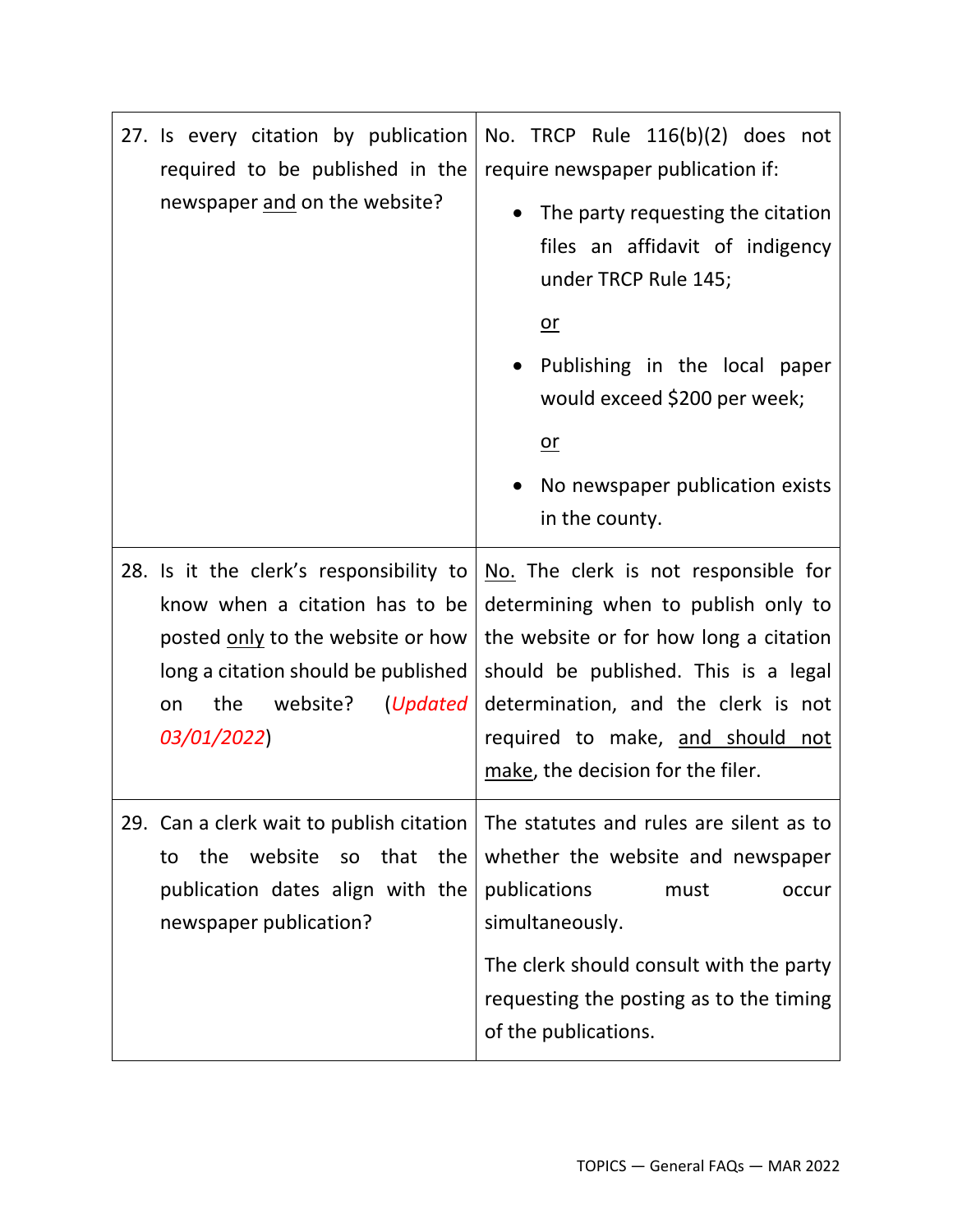| | |
|---|---|
| 27. Is every citation by publication required to be published in the newspaper <u>and</u> on the website? | No. TRCP Rule 116(b)(2) does not require newspaper publication if:<br><br>• The party requesting the citation files an affidavit of indigency under TRCP Rule 145;<br><br><u>or</u><br><br>• Publishing in the local paper would exceed $200 per week;<br><br><u>or</u><br><br>• No newspaper publication exists in the county. |
| 28. Is it the clerk's responsibility to know when a citation has to be posted <u>only</u> to the website or how long a citation should be published on the website? (*Updated 03/01/2022*) | <u>No.</u> The clerk is not responsible for determining when to publish only to the website or for how long a citation should be published. This is a legal determination, and the clerk is not required to make, <u>and should not make</u>, the decision for the filer. |
| 29. Can a clerk wait to publish citation to the website so that the publication dates align with the newspaper publication? | The statutes and rules are silent as to whether the website and newspaper publications must occur simultaneously.<br><br>The clerk should consult with the party requesting the posting as to the timing of the publications. |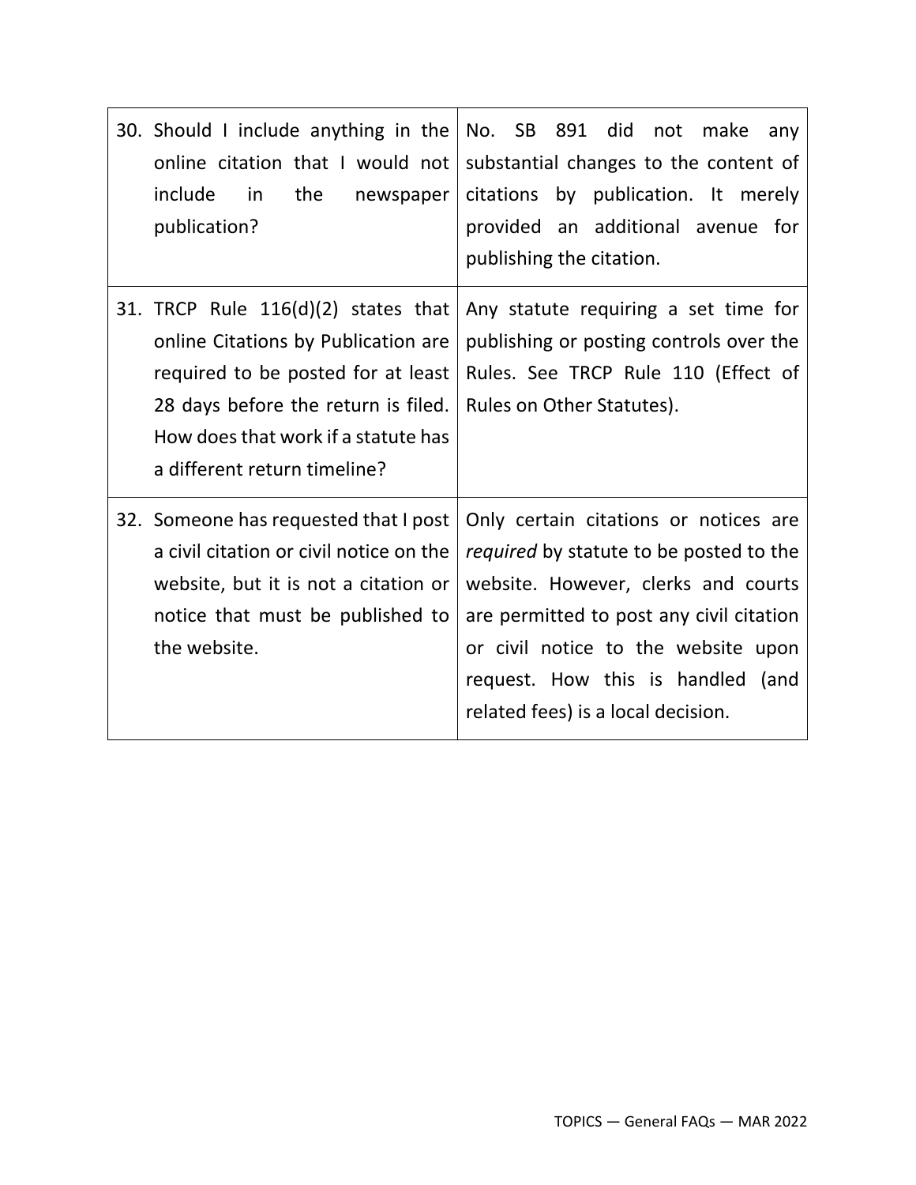| | |
|---|---|
| 30. Should I include anything in the online citation that I would not include in the newspaper publication? | No. SB 891 did not make any substantial changes to the content of citations by publication. It merely provided an additional avenue for publishing the citation. |
| 31. TRCP Rule 116(d)(2) states that online Citations by Publication are required to be posted for at least 28 days before the return is filed. How does that work if a statute has a different return timeline? | Any statute requiring a set time for publishing or posting controls over the Rules. See TRCP Rule 110 (Effect of Rules on Other Statutes). |
| 32. Someone has requested that I post a civil citation or civil notice on the website, but it is not a citation or notice that must be published to the website. | Only certain citations or notices are *required* by statute to be posted to the website. However, clerks and courts are permitted to post any civil citation or civil notice to the website upon request. How this is handled (and related fees) is a local decision. |